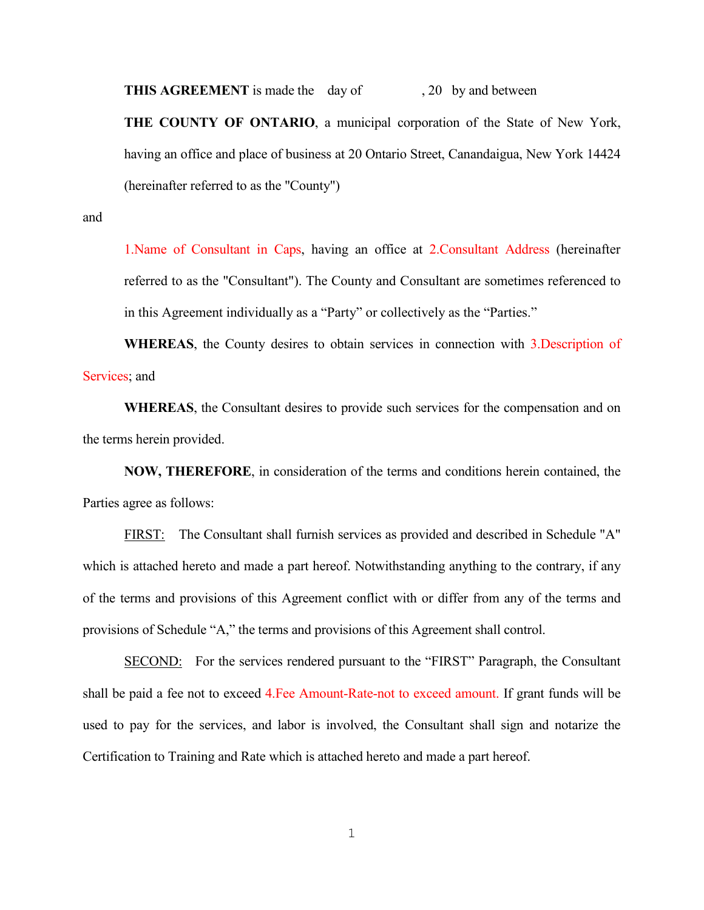**THIS AGREEMENT** is made the day of , 20 by and between

**THE COUNTY OF ONTARIO**, a municipal corporation of the State of New York, having an office and place of business at 20 Ontario Street, Canandaigua, New York 14424 (hereinafter referred to as the "County")

and

1.Name of Consultant in Caps, having an office at 2.Consultant Address (hereinafter referred to as the "Consultant"). The County and Consultant are sometimes referenced to in this Agreement individually as a "Party" or collectively as the "Parties."

**WHEREAS**, the County desires to obtain services in connection with 3.Description of Services; and

**WHEREAS**, the Consultant desires to provide such services for the compensation and on the terms herein provided.

**NOW, THEREFORE**, in consideration of the terms and conditions herein contained, the Parties agree as follows:

FIRST: The Consultant shall furnish services as provided and described in Schedule "A" which is attached hereto and made a part hereof. Notwithstanding anything to the contrary, if any of the terms and provisions of this Agreement conflict with or differ from any of the terms and provisions of Schedule "A," the terms and provisions of this Agreement shall control.

SECOND: For the services rendered pursuant to the "FIRST" Paragraph, the Consultant shall be paid a fee not to exceed 4.Fee Amount-Rate-not to exceed amount. If grant funds will be used to pay for the services, and labor is involved, the Consultant shall sign and notarize the Certification to Training and Rate which is attached hereto and made a part hereof.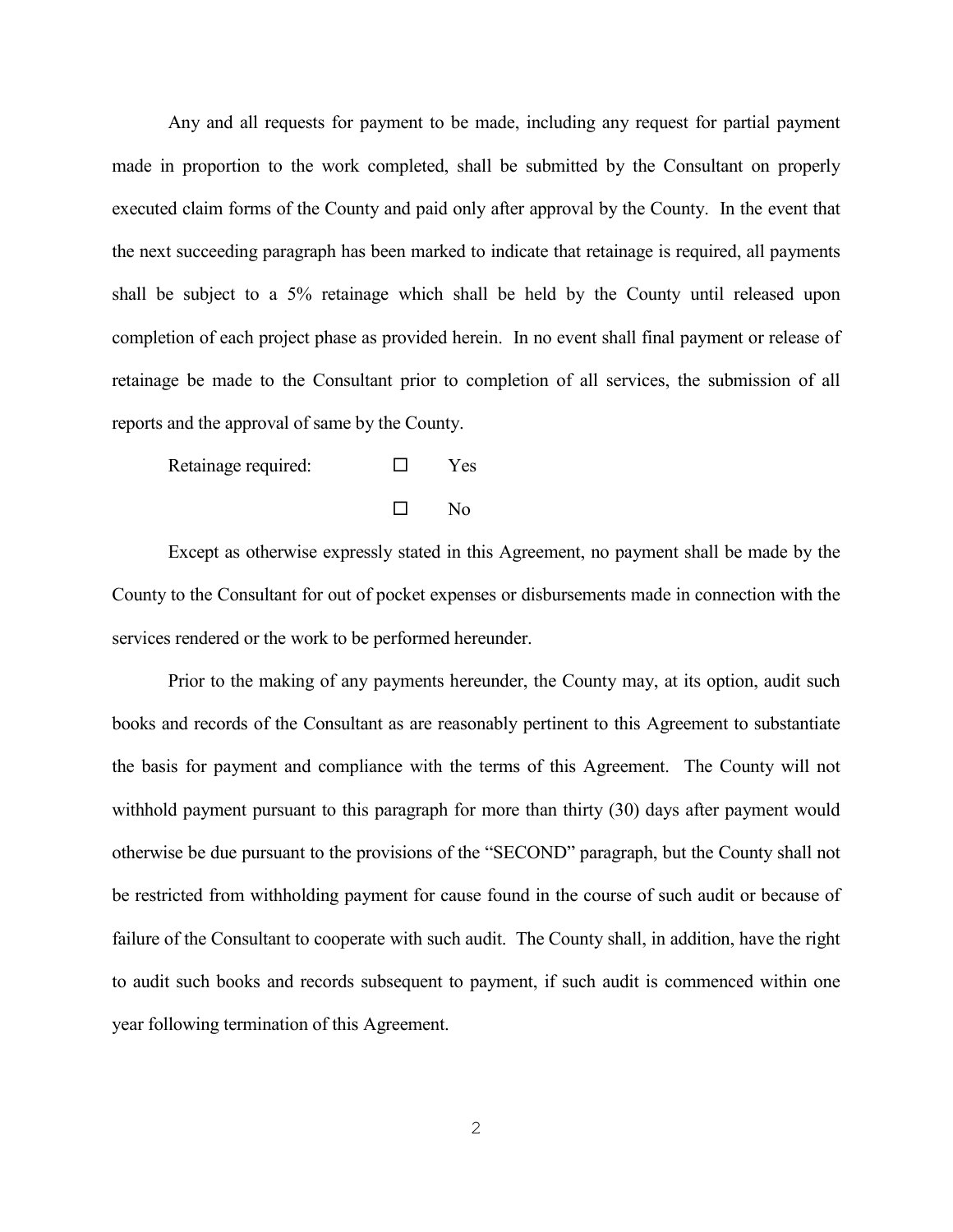Any and all requests for payment to be made, including any request for partial payment made in proportion to the work completed, shall be submitted by the Consultant on properly executed claim forms of the County and paid only after approval by the County. In the event that the next succeeding paragraph has been marked to indicate that retainage is required, all payments shall be subject to a 5% retainage which shall be held by the County until released upon completion of each project phase as provided herein. In no event shall final payment or release of retainage be made to the Consultant prior to completion of all services, the submission of all reports and the approval of same by the County.

Retainage required: ☐ Yes

☐ No

Except as otherwise expressly stated in this Agreement, no payment shall be made by the County to the Consultant for out of pocket expenses or disbursements made in connection with the services rendered or the work to be performed hereunder.

Prior to the making of any payments hereunder, the County may, at its option, audit such books and records of the Consultant as are reasonably pertinent to this Agreement to substantiate the basis for payment and compliance with the terms of this Agreement. The County will not withhold payment pursuant to this paragraph for more than thirty (30) days after payment would otherwise be due pursuant to the provisions of the "SECOND" paragraph, but the County shall not be restricted from withholding payment for cause found in the course of such audit or because of failure of the Consultant to cooperate with such audit. The County shall, in addition, have the right to audit such books and records subsequent to payment, if such audit is commenced within one year following termination of this Agreement.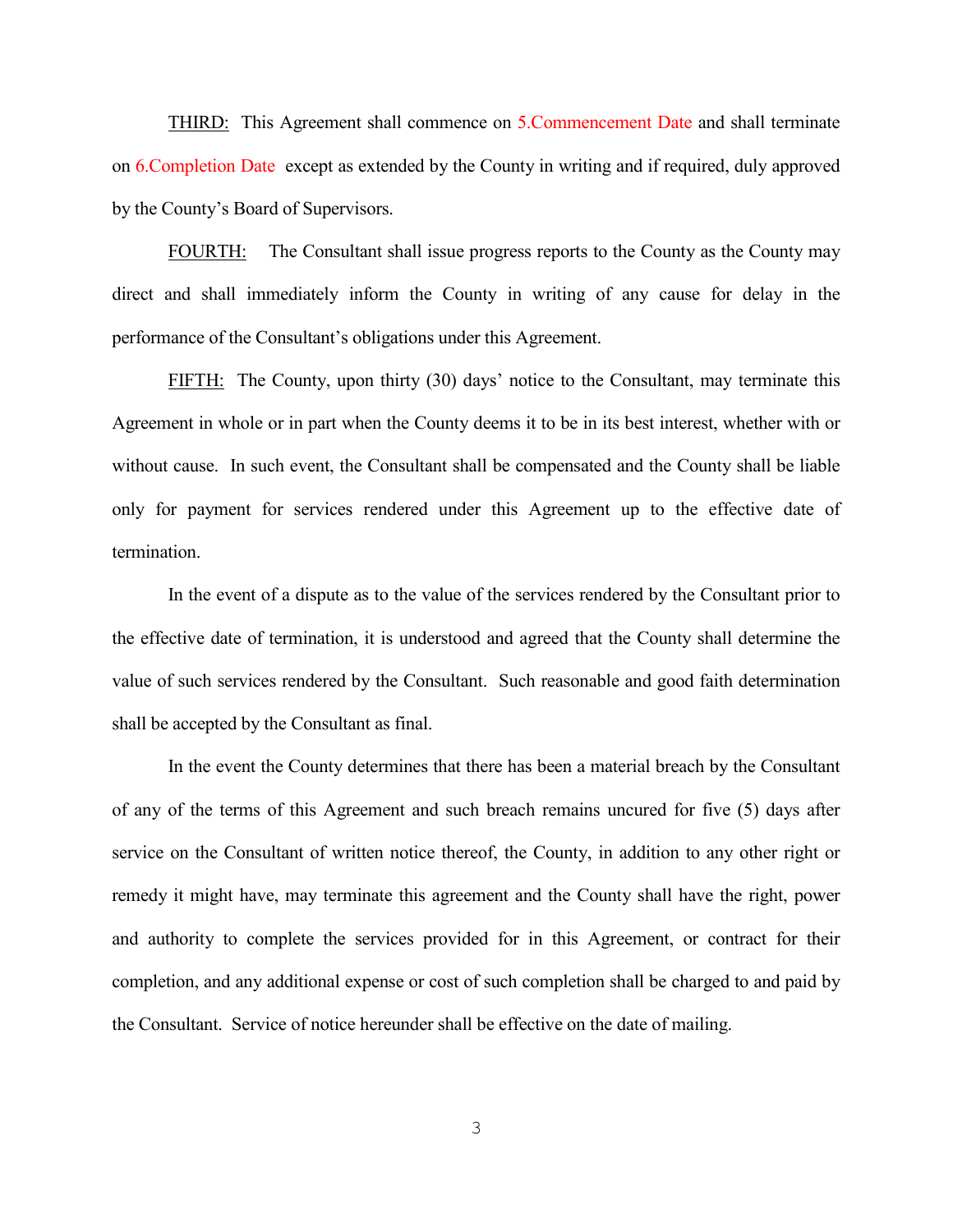THIRD: This Agreement shall commence on 5.Commencement Date and shall terminate on 6.Completion Date except as extended by the County in writing and if required, duly approved by the County's Board of Supervisors.

FOURTH: The Consultant shall issue progress reports to the County as the County may direct and shall immediately inform the County in writing of any cause for delay in the performance of the Consultant's obligations under this Agreement.

FIFTH: The County, upon thirty (30) days' notice to the Consultant, may terminate this Agreement in whole or in part when the County deems it to be in its best interest, whether with or without cause. In such event, the Consultant shall be compensated and the County shall be liable only for payment for services rendered under this Agreement up to the effective date of termination.

In the event of a dispute as to the value of the services rendered by the Consultant prior to the effective date of termination, it is understood and agreed that the County shall determine the value of such services rendered by the Consultant. Such reasonable and good faith determination shall be accepted by the Consultant as final.

In the event the County determines that there has been a material breach by the Consultant of any of the terms of this Agreement and such breach remains uncured for five (5) days after service on the Consultant of written notice thereof, the County, in addition to any other right or remedy it might have, may terminate this agreement and the County shall have the right, power and authority to complete the services provided for in this Agreement, or contract for their completion, and any additional expense or cost of such completion shall be charged to and paid by the Consultant. Service of notice hereunder shall be effective on the date of mailing.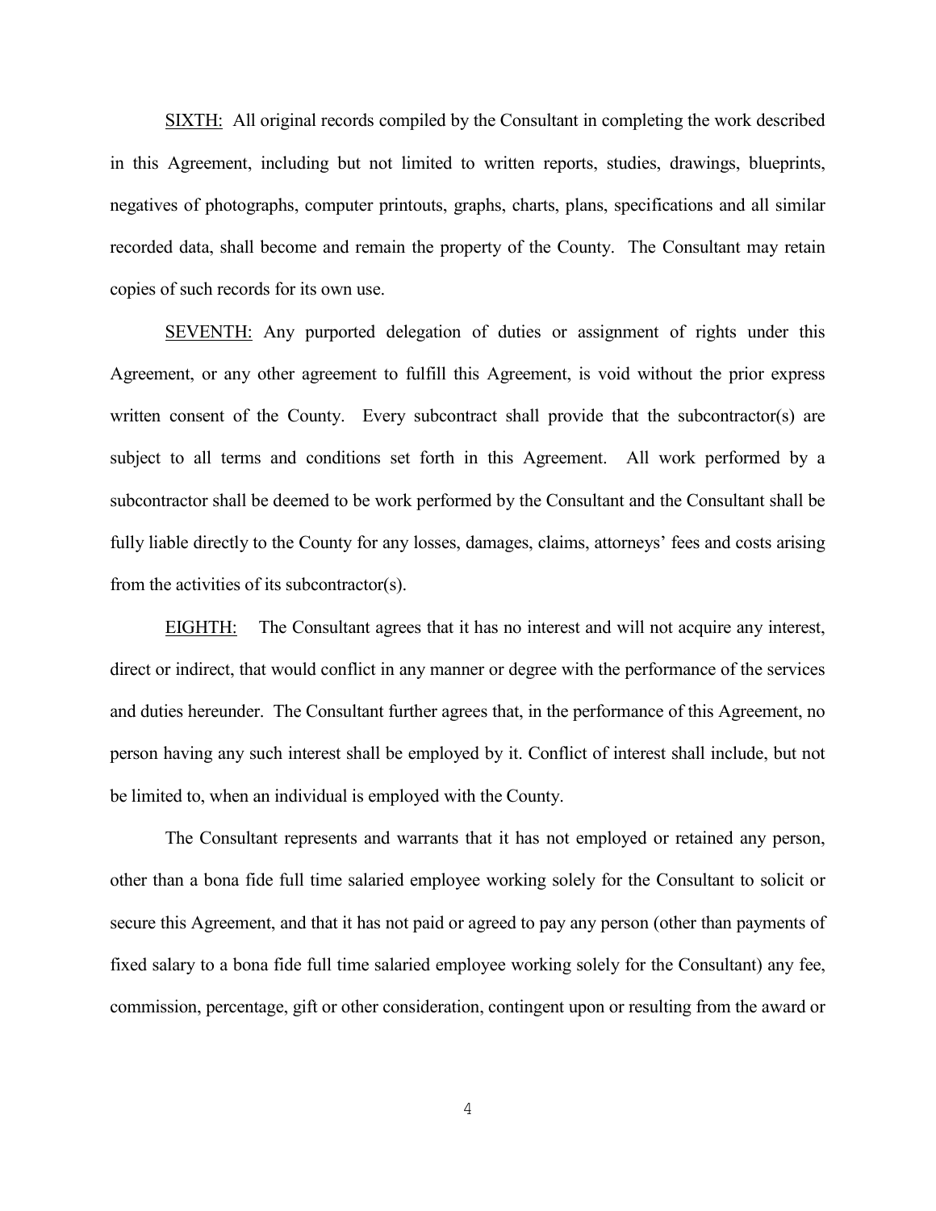SIXTH: All original records compiled by the Consultant in completing the work described in this Agreement, including but not limited to written reports, studies, drawings, blueprints, negatives of photographs, computer printouts, graphs, charts, plans, specifications and all similar recorded data, shall become and remain the property of the County. The Consultant may retain copies of such records for its own use.

SEVENTH: Any purported delegation of duties or assignment of rights under this Agreement, or any other agreement to fulfill this Agreement, is void without the prior express written consent of the County. Every subcontract shall provide that the subcontractor(s) are subject to all terms and conditions set forth in this Agreement. All work performed by a subcontractor shall be deemed to be work performed by the Consultant and the Consultant shall be fully liable directly to the County for any losses, damages, claims, attorneys' fees and costs arising from the activities of its subcontractor(s).

EIGHTH: The Consultant agrees that it has no interest and will not acquire any interest, direct or indirect, that would conflict in any manner or degree with the performance of the services and duties hereunder. The Consultant further agrees that, in the performance of this Agreement, no person having any such interest shall be employed by it. Conflict of interest shall include, but not be limited to, when an individual is employed with the County.

The Consultant represents and warrants that it has not employed or retained any person, other than a bona fide full time salaried employee working solely for the Consultant to solicit or secure this Agreement, and that it has not paid or agreed to pay any person (other than payments of fixed salary to a bona fide full time salaried employee working solely for the Consultant) any fee, commission, percentage, gift or other consideration, contingent upon or resulting from the award or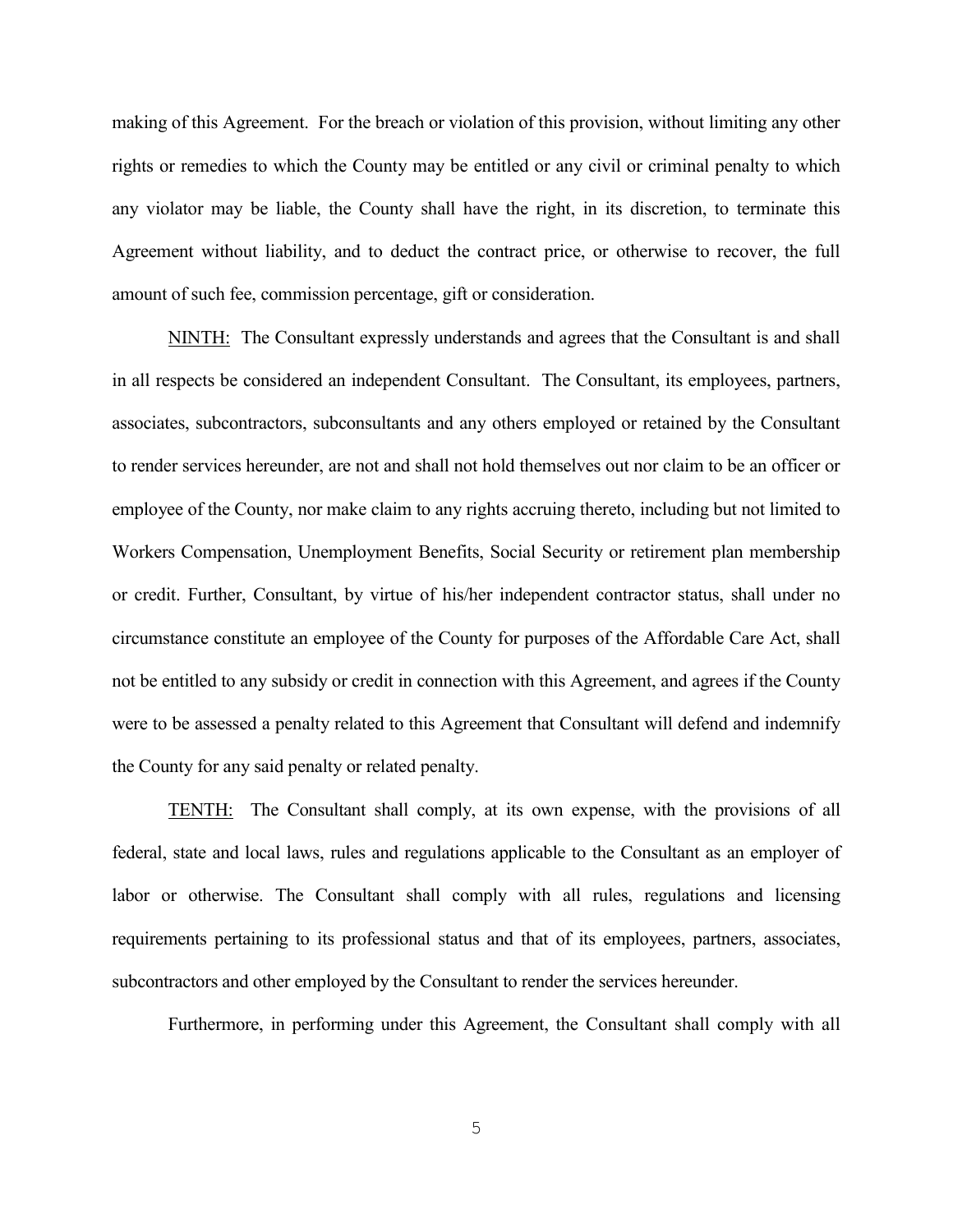making of this Agreement. For the breach or violation of this provision, without limiting any other rights or remedies to which the County may be entitled or any civil or criminal penalty to which any violator may be liable, the County shall have the right, in its discretion, to terminate this Agreement without liability, and to deduct the contract price, or otherwise to recover, the full amount of such fee, commission percentage, gift or consideration.

NINTH: The Consultant expressly understands and agrees that the Consultant is and shall in all respects be considered an independent Consultant. The Consultant, its employees, partners, associates, subcontractors, subconsultants and any others employed or retained by the Consultant to render services hereunder, are not and shall not hold themselves out nor claim to be an officer or employee of the County, nor make claim to any rights accruing thereto, including but not limited to Workers Compensation, Unemployment Benefits, Social Security or retirement plan membership or credit. Further, Consultant, by virtue of his/her independent contractor status, shall under no circumstance constitute an employee of the County for purposes of the Affordable Care Act, shall not be entitled to any subsidy or credit in connection with this Agreement, and agrees if the County were to be assessed a penalty related to this Agreement that Consultant will defend and indemnify the County for any said penalty or related penalty.

TENTH: The Consultant shall comply, at its own expense, with the provisions of all federal, state and local laws, rules and regulations applicable to the Consultant as an employer of labor or otherwise. The Consultant shall comply with all rules, regulations and licensing requirements pertaining to its professional status and that of its employees, partners, associates, subcontractors and other employed by the Consultant to render the services hereunder.

Furthermore, in performing under this Agreement, the Consultant shall comply with all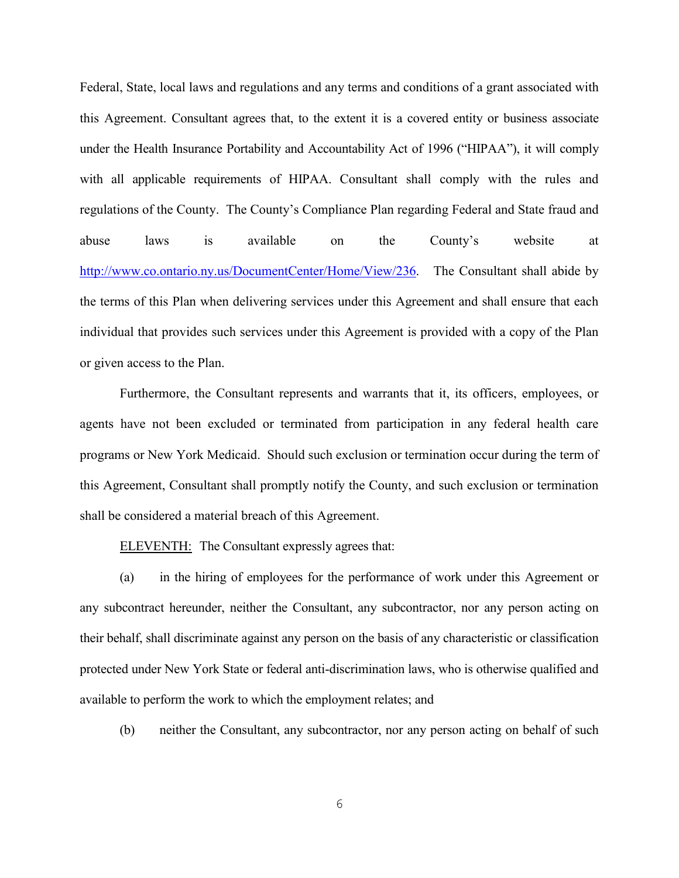Federal, State, local laws and regulations and any terms and conditions of a grant associated with this Agreement. Consultant agrees that, to the extent it is a covered entity or business associate under the Health Insurance Portability and Accountability Act of 1996 ("HIPAA"), it will comply with all applicable requirements of HIPAA. Consultant shall comply with the rules and regulations of the County. The County's Compliance Plan regarding Federal and State fraud and abuse laws is available on the County's website at http://www.co.ontario.ny.us/DocumentCenter/Home/View/236. The Consultant shall abide by the terms of this Plan when delivering services under this Agreement and shall ensure that each individual that provides such services under this Agreement is provided with a copy of the Plan or given access to the Plan.

Furthermore, the Consultant represents and warrants that it, its officers, employees, or agents have not been excluded or terminated from participation in any federal health care programs or New York Medicaid. Should such exclusion or termination occur during the term of this Agreement, Consultant shall promptly notify the County, and such exclusion or termination shall be considered a material breach of this Agreement.

ELEVENTH: The Consultant expressly agrees that:

(a) in the hiring of employees for the performance of work under this Agreement or any subcontract hereunder, neither the Consultant, any subcontractor, nor any person acting on their behalf, shall discriminate against any person on the basis of any characteristic or classification protected under New York State or federal anti-discrimination laws, who is otherwise qualified and available to perform the work to which the employment relates; and

(b) neither the Consultant, any subcontractor, nor any person acting on behalf of such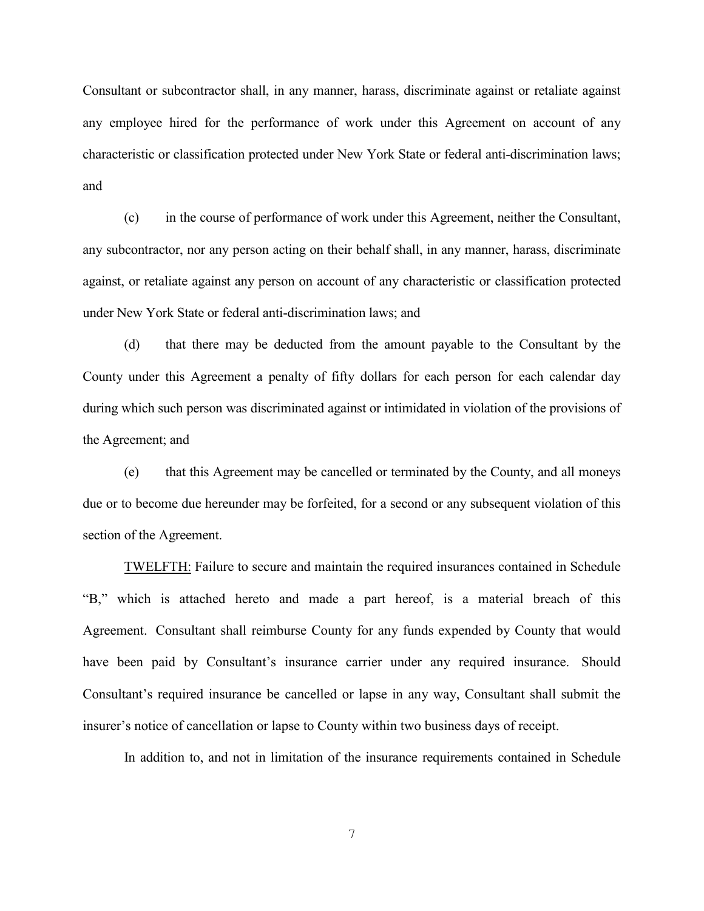Consultant or subcontractor shall, in any manner, harass, discriminate against or retaliate against any employee hired for the performance of work under this Agreement on account of any characteristic or classification protected under New York State or federal anti-discrimination laws; and

(c) in the course of performance of work under this Agreement, neither the Consultant, any subcontractor, nor any person acting on their behalf shall, in any manner, harass, discriminate against, or retaliate against any person on account of any characteristic or classification protected under New York State or federal anti-discrimination laws; and

(d) that there may be deducted from the amount payable to the Consultant by the County under this Agreement a penalty of fifty dollars for each person for each calendar day during which such person was discriminated against or intimidated in violation of the provisions of the Agreement; and

(e) that this Agreement may be cancelled or terminated by the County, and all moneys due or to become due hereunder may be forfeited, for a second or any subsequent violation of this section of the Agreement.

<u>TWELFTH:</u> Failure to secure and maintain the required insurances contained in Schedule "B," which is attached hereto and made a part hereof, is a material breach of this Agreement. Consultant shall reimburse County for any funds expended by County that would have been paid by Consultant's insurance carrier under any required insurance. Should Consultant's required insurance be cancelled or lapse in any way, Consultant shall submit the insurer's notice of cancellation or lapse to County within two business days of receipt.

In addition to, and not in limitation of the insurance requirements contained in Schedule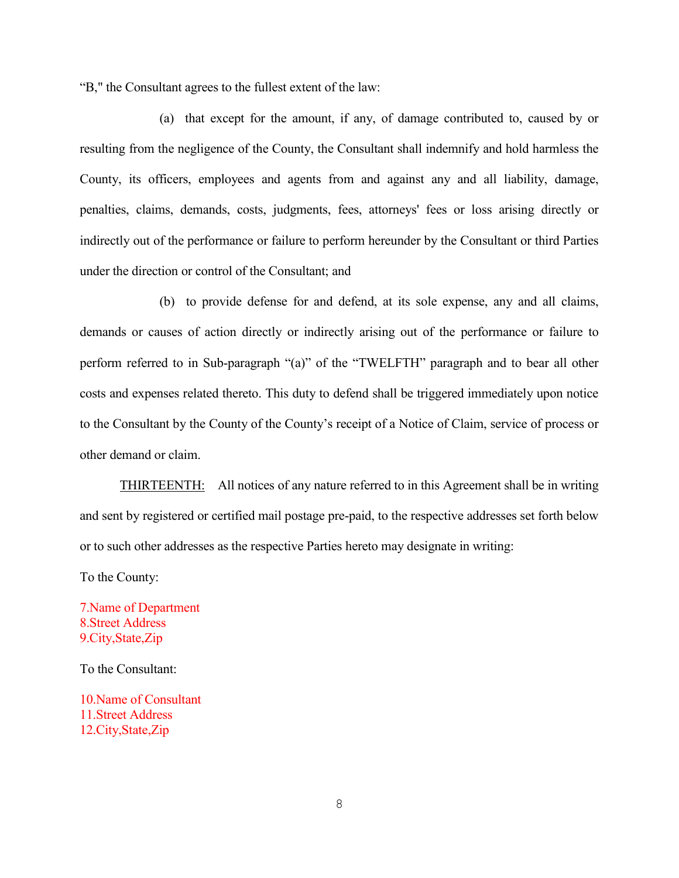"B," the Consultant agrees to the fullest extent of the law:

(a) that except for the amount, if any, of damage contributed to, caused by or resulting from the negligence of the County, the Consultant shall indemnify and hold harmless the County, its officers, employees and agents from and against any and all liability, damage, penalties, claims, demands, costs, judgments, fees, attorneys' fees or loss arising directly or indirectly out of the performance or failure to perform hereunder by the Consultant or third Parties under the direction or control of the Consultant; and

(b) to provide defense for and defend, at its sole expense, any and all claims, demands or causes of action directly or indirectly arising out of the performance or failure to perform referred to in Sub-paragraph "(a)" of the "TWELFTH" paragraph and to bear all other costs and expenses related thereto. This duty to defend shall be triggered immediately upon notice to the Consultant by the County of the County's receipt of a Notice of Claim, service of process or other demand or claim.

<u>THIRTEENTH:</u> All notices of any nature referred to in this Agreement shall be in writing and sent by registered or certified mail postage pre-paid, to the respective addresses set forth below or to such other addresses as the respective Parties hereto may designate in writing:

To the County:

7.Name of Department
8.Street Address
9.City,State,Zip

To the Consultant:

10.Name of Consultant
11.Street Address
12.City,State,Zip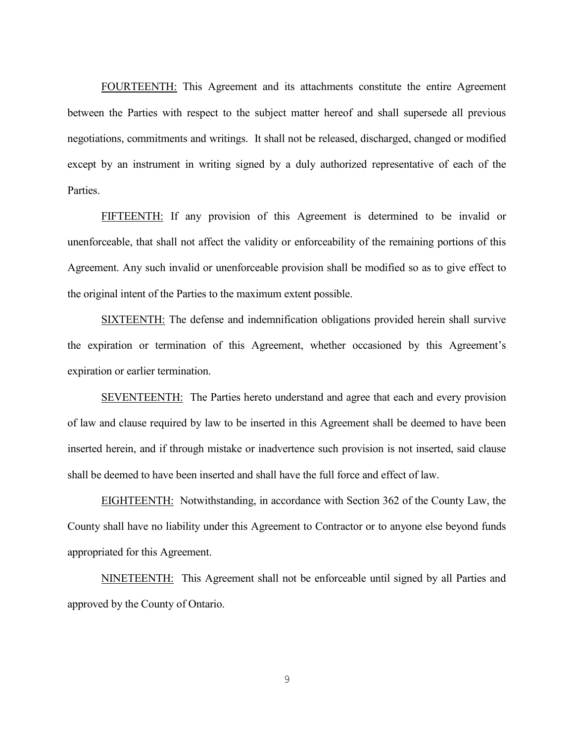FOURTEENTH: This Agreement and its attachments constitute the entire Agreement between the Parties with respect to the subject matter hereof and shall supersede all previous negotiations, commitments and writings. It shall not be released, discharged, changed or modified except by an instrument in writing signed by a duly authorized representative of each of the Parties.

FIFTEENTH: If any provision of this Agreement is determined to be invalid or unenforceable, that shall not affect the validity or enforceability of the remaining portions of this Agreement. Any such invalid or unenforceable provision shall be modified so as to give effect to the original intent of the Parties to the maximum extent possible.

SIXTEENTH: The defense and indemnification obligations provided herein shall survive the expiration or termination of this Agreement, whether occasioned by this Agreement's expiration or earlier termination.

SEVENTEENTH: The Parties hereto understand and agree that each and every provision of law and clause required by law to be inserted in this Agreement shall be deemed to have been inserted herein, and if through mistake or inadvertence such provision is not inserted, said clause shall be deemed to have been inserted and shall have the full force and effect of law.

EIGHTEENTH: Notwithstanding, in accordance with Section 362 of the County Law, the County shall have no liability under this Agreement to Contractor or to anyone else beyond funds appropriated for this Agreement.

NINETEENTH: This Agreement shall not be enforceable until signed by all Parties and approved by the County of Ontario.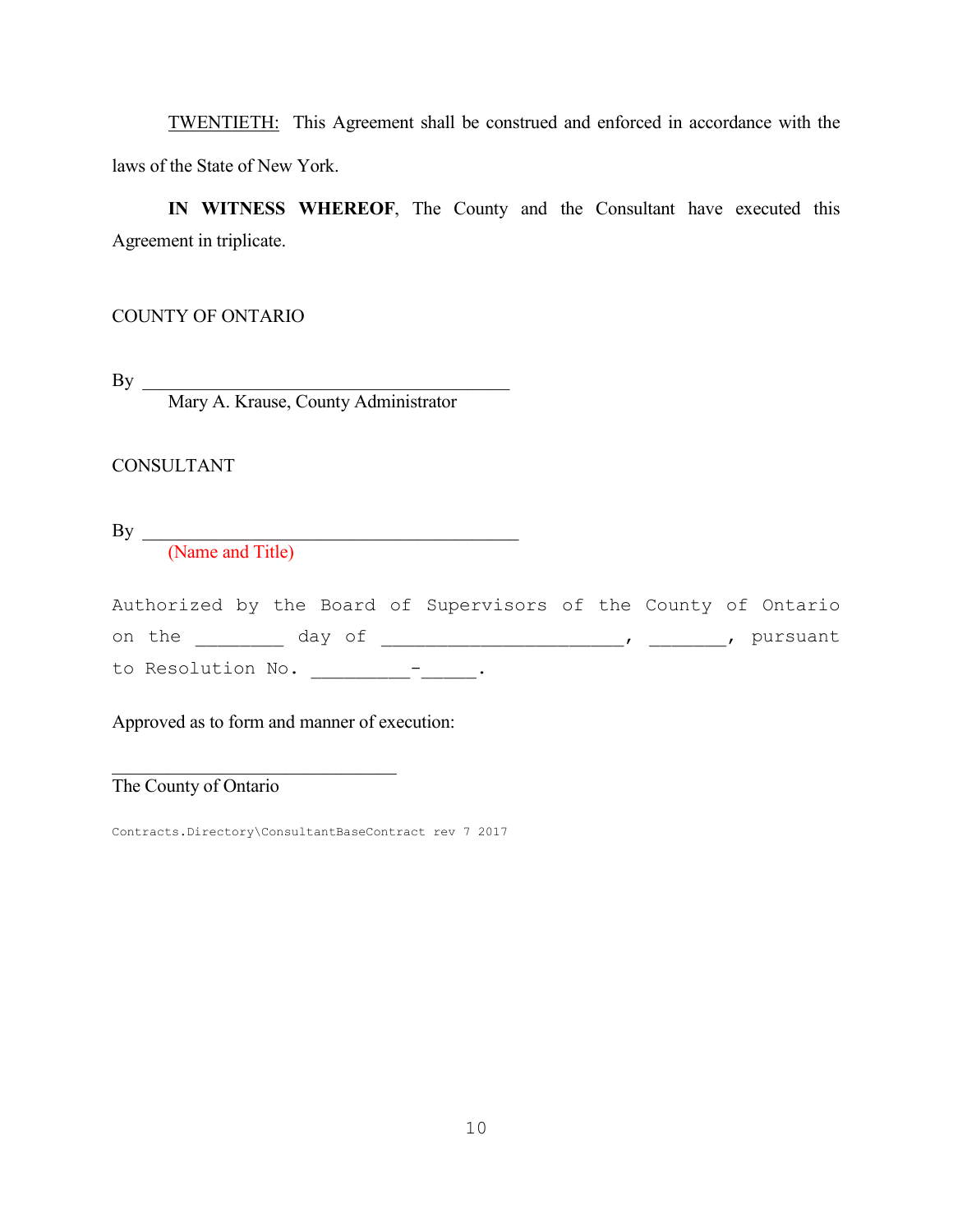TWENTIETH: This Agreement shall be construed and enforced in accordance with the laws of the State of New York.

**IN WITNESS WHEREOF**, The County and the Consultant have executed this Agreement in triplicate.

COUNTY OF ONTARIO

By ___________________________________________
Mary A. Krause, County Administrator

CONSULTANT

By ___________________________________________
(Name and Title)

Authorized by the Board of Supervisors of the County of Ontario on the ________ day of ______________________, _______, pursuant to Resolution No. _________-_____.

Approved as to form and manner of execution:

_______________________________
The County of Ontario

Contracts.Directory\ConsultantBaseContract rev 7 2017